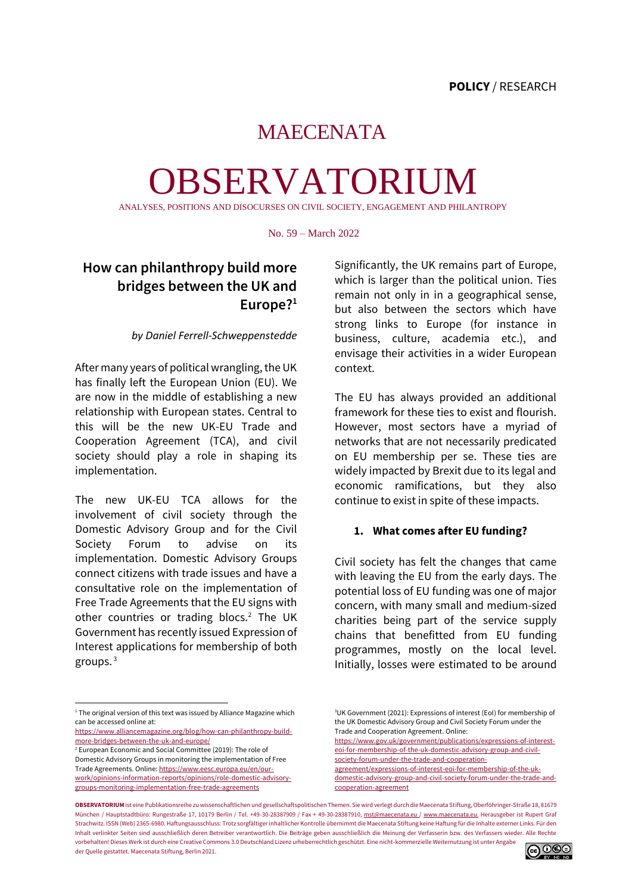POLICY / RESEARCH

# MAECENATA OBSERVATORIUM

ANALYSES, POSITIONS AND DISOCURSES ON CIVIL SOCIETY, ENGAGEMENT AND PHILANTROPY

No. 59 – March 2022

## How can philanthropy build more bridges between the UK and Europe?[1]

*by Daniel Ferrell-Schweppenstedde*

After many years of political wrangling, the UK has finally left the European Union (EU). We are now in the middle of establishing a new relationship with European states. Central to this will be the new UK-EU Trade and Cooperation Agreement (TCA), and civil society should play a role in shaping its implementation.

The new UK-EU TCA allows for the involvement of civil society through the Domestic Advisory Group and for the Civil Society Forum to advise on its implementation. Domestic Advisory Groups connect citizens with trade issues and have a consultative role on the implementation of Free Trade Agreements that the EU signs with other countries or trading blocs.[2] The UK Government has recently issued Expression of Interest applications for membership of both groups.[3]

Significantly, the UK remains part of Europe, which is larger than the political union. Ties remain not only in in a geographical sense, but also between the sectors which have strong links to Europe (for instance in business, culture, academia etc.), and envisage their activities in a wider European context.

The EU has always provided an additional framework for these ties to exist and flourish. However, most sectors have a myriad of networks that are not necessarily predicated on EU membership per se. These ties are widely impacted by Brexit due to its legal and economic ramifications, but they also continue to exist in spite of these impacts.

### 1. What comes after EU funding?

Civil society has felt the changes that came with leaving the EU from the early days. The potential loss of EU funding was one of major concern, with many small and medium-sized charities being part of the service supply chains that benefitted from EU funding programmes, mostly on the local level. Initially, losses were estimated to be around

---

[1] The original version of this text was issued by Alliance Magazine which can be accessed online at: https://www.alliancemagazine.org/blog/how-can-philanthropy-build-more-bridges-between-the-uk-and-europe/

[2] European Economic and Social Committee (2019): The role of Domestic Advisory Groups in monitoring the implementation of Free Trade Agreements. Online: https://www.eesc.europa.eu/en/our-work/opinions-information-reports/opinions/role-domestic-advisory-groups-monitoring-implementation-free-trade-agreements

[3] UK Government (2021): Expressions of interest (EoI) for membership of the UK Domestic Advisory Group and Civil Society Forum under the Trade and Cooperation Agreement. Online: https://www.gov.uk/government/publications/expressions-of-interest-eoi-for-membership-of-the-uk-domestic-advisory-group-and-civil-society-forum-under-the-trade-and-cooperation-agreement/expressions-of-interest-eoi-for-membership-of-the-uk-domestic-advisory-group-and-civil-society-forum-under-the-trade-and-cooperation-agreement

**OBSERVATORIUM** ist eine Publikationsreihe zu wissenschaftlichen und gesellschaftspolitischen Themen. Sie wird verlegt durch die Maecenata Stiftung, Oberföhringer-Straße 18, 81679 München / Hauptstadtbüro: Rungestraße 17, 10179 Berlin / Tel. +49-30-28387909 / Fax + 49-30-28387910, mst@maecenata.eu / www.maecenata.eu. Herausgeber ist Rupert Graf Strachwitz. ISSN (Web) 2365-6980. Haftungsausschluss: Trotz sorgfältiger inhaltlicher Kontrolle übernimmt die Maecenata Stiftung keine Haftung für die Inhalte externer Links. Für den Inhalt verlinkter Seiten sind ausschließlich deren Betreiber verantwortlich. Die Beiträge geben ausschließlich die Meinung der Verfasserin bzw. des Verfassers wieder. Alle Rechte vorbehalten! Dieses Werk ist durch eine Creative Commons 3.0 Deutschland Lizenz urheberrechtlich geschützt. Eine nicht-kommerzielle Weiternutzung ist unter Angabe der Quelle gestattet. Maecenata Stiftung, Berlin 2021.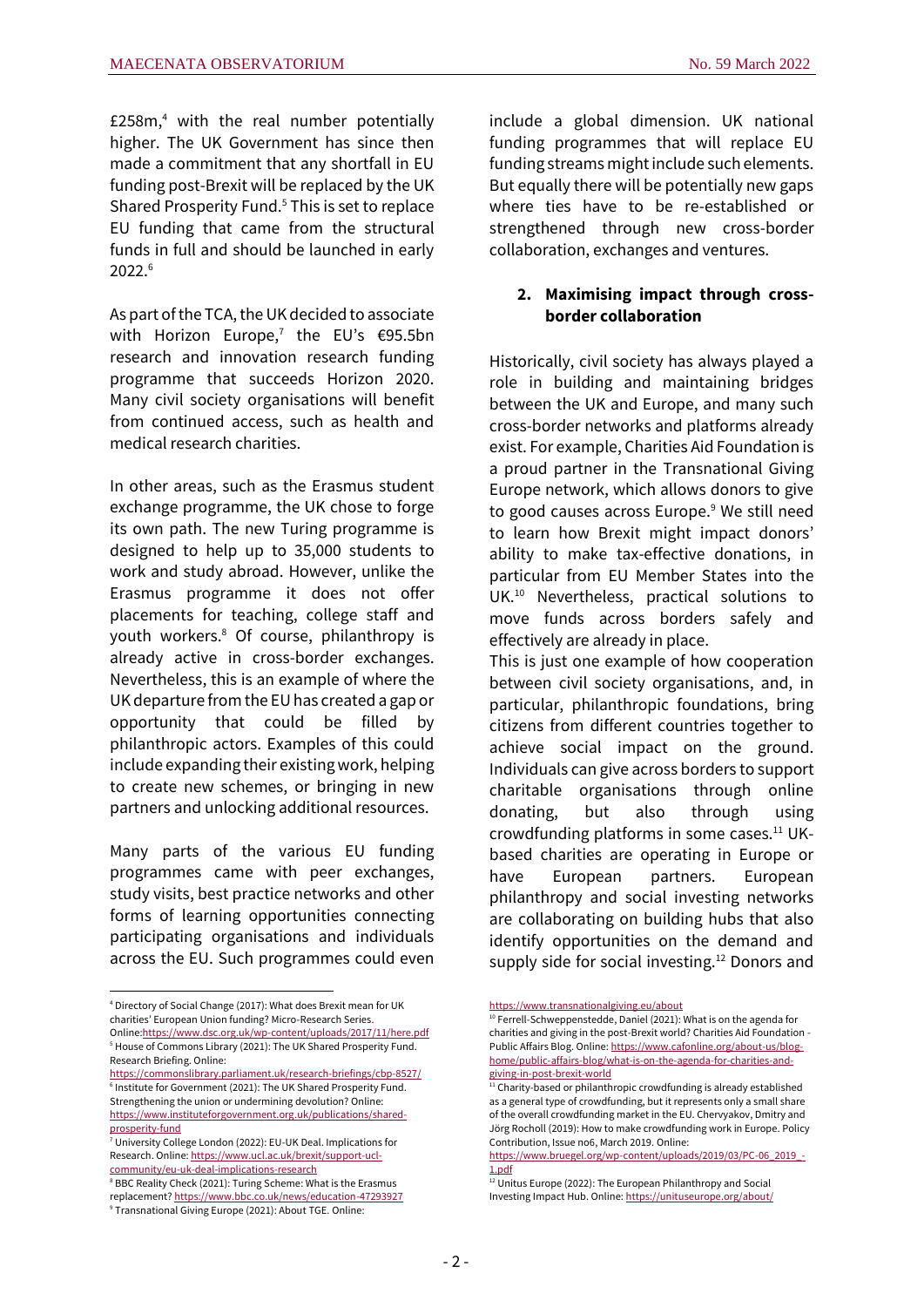£258m,[4] with the real number potentially higher. The UK Government has since then made a commitment that any shortfall in EU funding post-Brexit will be replaced by the UK Shared Prosperity Fund.[5] This is set to replace EU funding that came from the structural funds in full and should be launched in early 2022.[6]

As part of the TCA, the UK decided to associate with Horizon Europe,[7] the EU's €95.5bn research and innovation research funding programme that succeeds Horizon 2020. Many civil society organisations will benefit from continued access, such as health and medical research charities.

In other areas, such as the Erasmus student exchange programme, the UK chose to forge its own path. The new Turing programme is designed to help up to 35,000 students to work and study abroad. However, unlike the Erasmus programme it does not offer placements for teaching, college staff and youth workers.[8] Of course, philanthropy is already active in cross-border exchanges. Nevertheless, this is an example of where the UK departure from the EU has created a gap or opportunity that could be filled by philanthropic actors. Examples of this could include expanding their existing work, helping to create new schemes, or bringing in new partners and unlocking additional resources.

Many parts of the various EU funding programmes came with peer exchanges, study visits, best practice networks and other forms of learning opportunities connecting participating organisations and individuals across the EU. Such programmes could even include a global dimension. UK national funding programmes that will replace EU funding streams might include such elements. But equally there will be potentially new gaps where ties have to be re-established or strengthened through new cross-border collaboration, exchanges and ventures.

## 2. Maximising impact through cross-border collaboration

Historically, civil society has always played a role in building and maintaining bridges between the UK and Europe, and many such cross-border networks and platforms already exist. For example, Charities Aid Foundation is a proud partner in the Transnational Giving Europe network, which allows donors to give to good causes across Europe.[9] We still need to learn how Brexit might impact donors' ability to make tax-effective donations, in particular from EU Member States into the UK.[10] Nevertheless, practical solutions to move funds across borders safely and effectively are already in place.
This is just one example of how cooperation between civil society organisations, and, in particular, philanthropic foundations, bring citizens from different countries together to achieve social impact on the ground. Individuals can give across borders to support charitable organisations through online donating, but also through using crowdfunding platforms in some cases.[11] UK-based charities are operating in Europe or have European partners. European philanthropy and social investing networks are collaborating on building hubs that also identify opportunities on the demand and supply side for social investing.[12] Donors and

---

[4] Directory of Social Change (2017): What does Brexit mean for UK charities' European Union funding? Micro-Research Series. Online:https://www.dsc.org.uk/wp-content/uploads/2017/11/here.pdf

[5] House of Commons Library (2021): The UK Shared Prosperity Fund. Research Briefing. Online: https://commonslibrary.parliament.uk/research-briefings/cbp-8527/

[6] Institute for Government (2021): The UK Shared Prosperity Fund. Strengthening the union or undermining devolution? Online: https://www.instituteforgovernment.org.uk/publications/shared-prosperity-fund

[7] University College London (2022): EU-UK Deal. Implications for Research. Online: https://www.ucl.ac.uk/brexit/support-ucl-community/eu-uk-deal-implications-research

[8] BBC Reality Check (2021): Turing Scheme: What is the Erasmus replacement? https://www.bbc.co.uk/news/education-47293927

[9] Transnational Giving Europe (2021): About TGE. Online: https://www.transnationalgiving.eu/about

[10] Ferrell-Schweppenstedde, Daniel (2021): What is on the agenda for charities and giving in the post-Brexit world? Charities Aid Foundation - Public Affairs Blog. Online: https://www.cafonline.org/about-us/blog-home/public-affairs-blog/what-is-on-the-agenda-for-charities-and-giving-in-post-brexit-world

[11] Charity-based or philanthropic crowdfunding is already established as a general type of crowdfunding, but it represents only a small share of the overall crowdfunding market in the EU. Chervyakov, Dmitry and Jörg Rocholl (2019): How to make crowdfunding work in Europe. Policy Contribution, Issue no6, March 2019. Online: https://www.bruegel.org/wp-content/uploads/2019/03/PC-06_2019_-1.pdf

[12] Unitus Europe (2022): The European Philanthropy and Social Investing Impact Hub. Online: https://unituseurope.org/about/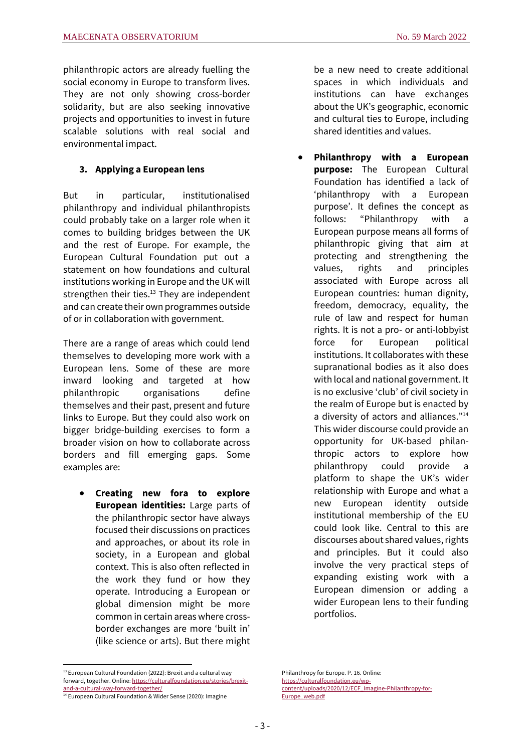philanthropic actors are already fuelling the social economy in Europe to transform lives. They are not only showing cross-border solidarity, but are also seeking innovative projects and opportunities to invest in future scalable solutions with real social and environmental impact.

### 3. Applying a European lens

But in particular, institutionalised philanthropy and individual philanthropists could probably take on a larger role when it comes to building bridges between the UK and the rest of Europe. For example, the European Cultural Foundation put out a statement on how foundations and cultural institutions working in Europe and the UK will strengthen their ties.[13] They are independent and can create their own programmes outside of or in collaboration with government.

There are a range of areas which could lend themselves to developing more work with a European lens. Some of these are more inward looking and targeted at how philanthropic organisations define themselves and their past, present and future links to Europe. But they could also work on bigger bridge-building exercises to form a broader vision on how to collaborate across borders and fill emerging gaps. Some examples are:

- **Creating new fora to explore European identities:** Large parts of the philanthropic sector have always focused their discussions on practices and approaches, or about its role in society, in a European and global context. This is also often reflected in the work they fund or how they operate. Introducing a European or global dimension might be more common in certain areas where cross-border exchanges are more 'built in' (like science or arts). But there might be a new need to create additional spaces in which individuals and institutions can have exchanges about the UK's geographic, economic and cultural ties to Europe, including shared identities and values.
- **Philanthropy with a European purpose:** The European Cultural Foundation has identified a lack of 'philanthropy with a European purpose'. It defines the concept as follows: "Philanthropy with a European purpose means all forms of philanthropic giving that aim at protecting and strengthening the values, rights and principles associated with Europe across all European countries: human dignity, freedom, democracy, equality, the rule of law and respect for human rights. It is not a pro- or anti-lobbyist force for European political institutions. It collaborates with these supranational bodies as it also does with local and national government. It is no exclusive 'club' of civil society in the realm of Europe but is enacted by a diversity of actors and alliances."[14] This wider discourse could provide an opportunity for UK-based philanthropic actors to explore how philanthropy could provide a platform to shape the UK's wider relationship with Europe and what a new European identity outside institutional membership of the EU could look like. Central to this are discourses about shared values, rights and principles. But it could also involve the very practical steps of expanding existing work with a European dimension or adding a wider European lens to their funding portfolios.

---

[13] European Cultural Foundation (2022): Brexit and a cultural way forward, together. Online: https://culturalfoundation.eu/stories/brexit-and-a-cultural-way-forward-together/

[14] European Cultural Foundation & Wider Sense (2020): Imagine Philanthropy for Europe. P. 16. Online: https://culturalfoundation.eu/wp-content/uploads/2020/12/ECF_Imagine-Philanthropy-for-Europe_web.pdf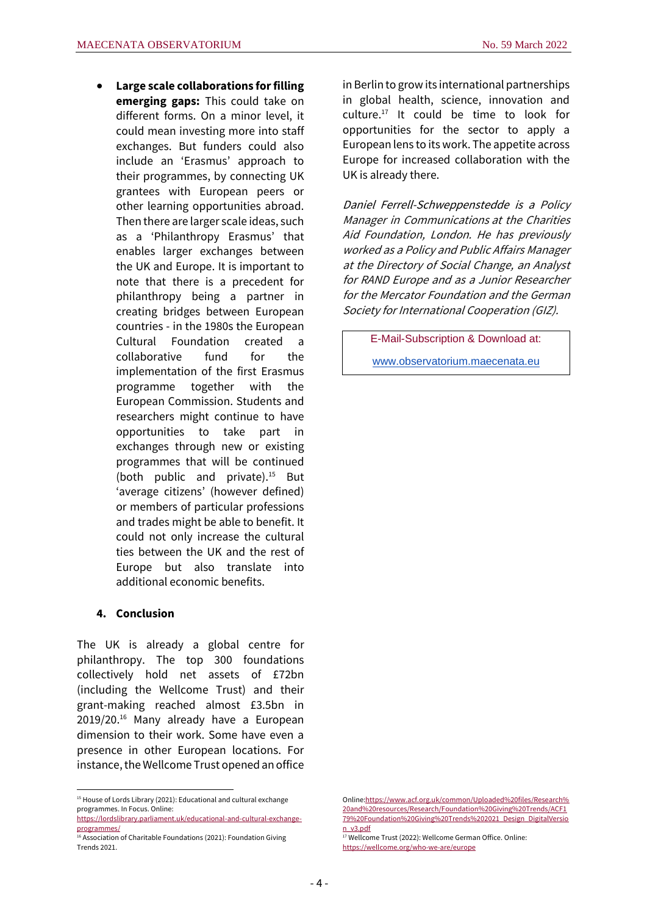- **Large scale collaborations for filling emerging gaps:** This could take on different forms. On a minor level, it could mean investing more into staff exchanges. But funders could also include an 'Erasmus' approach to their programmes, by connecting UK grantees with European peers or other learning opportunities abroad. Then there are larger scale ideas, such as a 'Philanthropy Erasmus' that enables larger exchanges between the UK and Europe. It is important to note that there is a precedent for philanthropy being a partner in creating bridges between European countries - in the 1980s the European Cultural Foundation created a collaborative fund for the implementation of the first Erasmus programme together with the European Commission. Students and researchers might continue to have opportunities to take part in exchanges through new or existing programmes that will be continued (both public and private).[15] But 'average citizens' (however defined) or members of particular professions and trades might be able to benefit. It could not only increase the cultural ties between the UK and the rest of Europe but also translate into additional economic benefits.

## 4. Conclusion

The UK is already a global centre for philanthropy. The top 300 foundations collectively hold net assets of £72bn (including the Wellcome Trust) and their grant-making reached almost £3.5bn in 2019/20.[16] Many already have a European dimension to their work. Some have even a presence in other European locations. For instance, the Wellcome Trust opened an office in Berlin to grow its international partnerships in global health, science, innovation and culture.[17] It could be time to look for opportunities for the sector to apply a European lens to its work. The appetite across Europe for increased collaboration with the UK is already there.

*Daniel Ferrell-Schweppenstedde is a Policy Manager in Communications at the Charities Aid Foundation, London. He has previously worked as a Policy and Public Affairs Manager at the Directory of Social Change, an Analyst for RAND Europe and as a Junior Researcher for the Mercator Foundation and the German Society for International Cooperation (GIZ).*

E-Mail-Subscription & Download at:

www.observatorium.maecenata.eu

---

[15] House of Lords Library (2021): Educational and cultural exchange programmes. In Focus. Online: https://lordslibrary.parliament.uk/educational-and-cultural-exchange-programmes/

[16] Association of Charitable Foundations (2021): Foundation Giving Trends 2021. Online:https://www.acf.org.uk/common/Uploaded%20files/Research%20and%20resources/Research/Foundation%20Giving%20Trends/ACF179%20Foundation%20Giving%20Trends%202021_Design_DigitalVersion_v3.pdf

[17] Wellcome Trust (2022): Wellcome German Office. Online: https://wellcome.org/who-we-are/europe